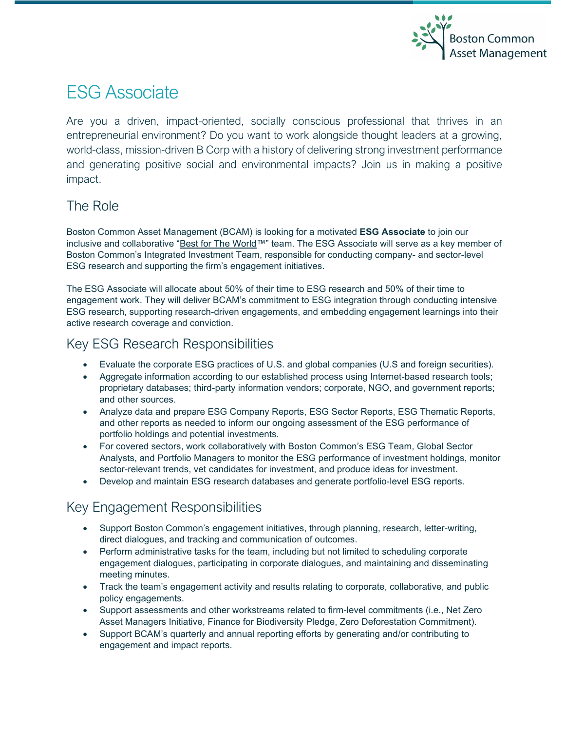Boston Common Asset Management

# ESG Associate

Are you a driven, impact-oriented, socially conscious professional that thrives in an entrepreneurial environment? Do you want to work alongside thought leaders at a growing, world-class, mission-driven B Corp with a history of delivering strong investment performance and generating positive social and environmental impacts? Join us in making a positive impact.

## The Role

Boston Common Asset Management (BCAM) is looking for a motivated **ESG Associate** to join our inclusive and collaborative "Best for The World™" team. The ESG Associate will serve as a key member of Boston Common's Integrated Investment Team, responsible for conducting company- and sector-level ESG research and supporting the firm's engagement initiatives.

The ESG Associate will allocate about 50% of their time to ESG research and 50% of their time to engagement work. They will deliver BCAM's commitment to ESG integration through conducting intensive ESG research, supporting research-driven engagements, and embedding engagement learnings into their active research coverage and conviction.

## Key ESG Research Responsibilities

- Evaluate the corporate ESG practices of U.S. and global companies (U.S and foreign securities).
- Aggregate information according to our established process using Internet-based research tools; proprietary databases; third-party information vendors; corporate, NGO, and government reports; and other sources.
- Analyze data and prepare ESG Company Reports, ESG Sector Reports, ESG Thematic Reports, and other reports as needed to inform our ongoing assessment of the ESG performance of portfolio holdings and potential investments.
- For covered sectors, work collaboratively with Boston Common's ESG Team, Global Sector Analysts, and Portfolio Managers to monitor the ESG performance of investment holdings, monitor sector-relevant trends, vet candidates for investment, and produce ideas for investment.
- Develop and maintain ESG research databases and generate portfolio-level ESG reports.

## Key Engagement Responsibilities

- Support Boston Common's engagement initiatives, through planning, research, letter-writing, direct dialogues, and tracking and communication of outcomes.
- Perform administrative tasks for the team, including but not limited to scheduling corporate engagement dialogues, participating in corporate dialogues, and maintaining and disseminating meeting minutes.
- Track the team's engagement activity and results relating to corporate, collaborative, and public policy engagements.
- Support assessments and other workstreams related to firm-level commitments (i.e., Net Zero Asset Managers Initiative, Finance for Biodiversity Pledge, Zero Deforestation Commitment).
- Support BCAM's quarterly and annual reporting efforts by generating and/or contributing to engagement and impact reports.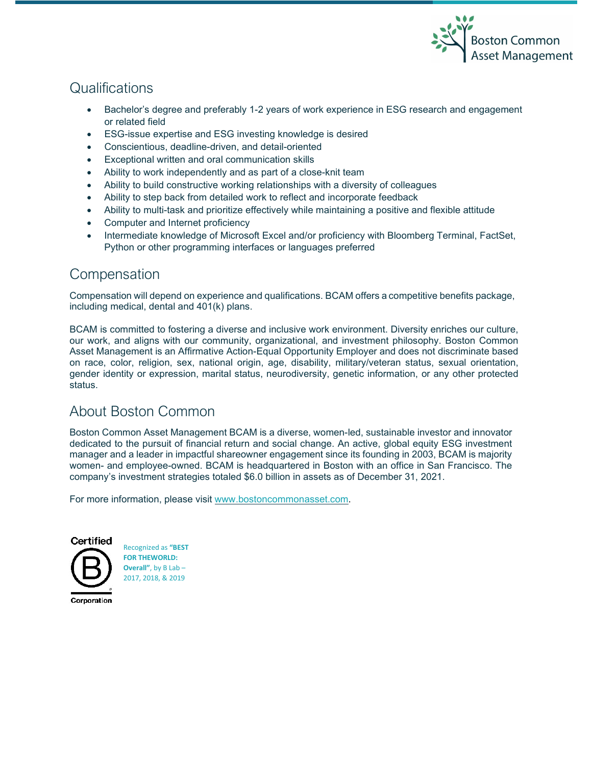## Qualifications

- Bachelor's degree and preferably 1-2 years of work experience in ESG research and engagement or related field
- ESG-issue expertise and ESG investing knowledge is desired
- Conscientious, deadline-driven, and detail-oriented
- Exceptional written and oral communication skills
- Ability to work independently and as part of a close-knit team
- Ability to build constructive working relationships with a diversity of colleagues
- Ability to step back from detailed work to reflect and incorporate feedback
- Ability to multi-task and prioritize effectively while maintaining a positive and flexible attitude
- Computer and Internet proficiency
- Intermediate knowledge of Microsoft Excel and/or proficiency with Bloomberg Terminal, FactSet, Python or other programming interfaces or languages preferred

## Compensation

Compensation will depend on experience and qualifications. BCAM offers a competitive benefits package, including medical, dental and 401(k) plans.

BCAM is committed to fostering a diverse and inclusive work environment. Diversity enriches our culture, our work, and aligns with our community, organizational, and investment philosophy. Boston Common Asset Management is an Affirmative Action-Equal Opportunity Employer and does not discriminate based on race, color, religion, sex, national origin, age, disability, military/veteran status, sexual orientation, gender identity or expression, marital status, neurodiversity, genetic information, or any other protected status.

## About Boston Common

Boston Common Asset Management BCAM is a diverse, women-led, sustainable investor and innovator dedicated to the pursuit of financial return and social change. An active, global equity ESG investment manager and a leader in impactful shareowner engagement since its founding in 2003, BCAM is majority women- and employee-owned. BCAM is headquartered in Boston with an office in San Francisco. The company's investment strategies totaled $6.0 billion in assets as of December 31, 2021.

For more information, please visit [www.bostoncommonasset.com](http://www.bostoncommonasset.com).

Certified B Corporation

Recognized as **"BEST FOR THEWORLD: Overall"**, by B Lab – 2017, 2018, & 2019